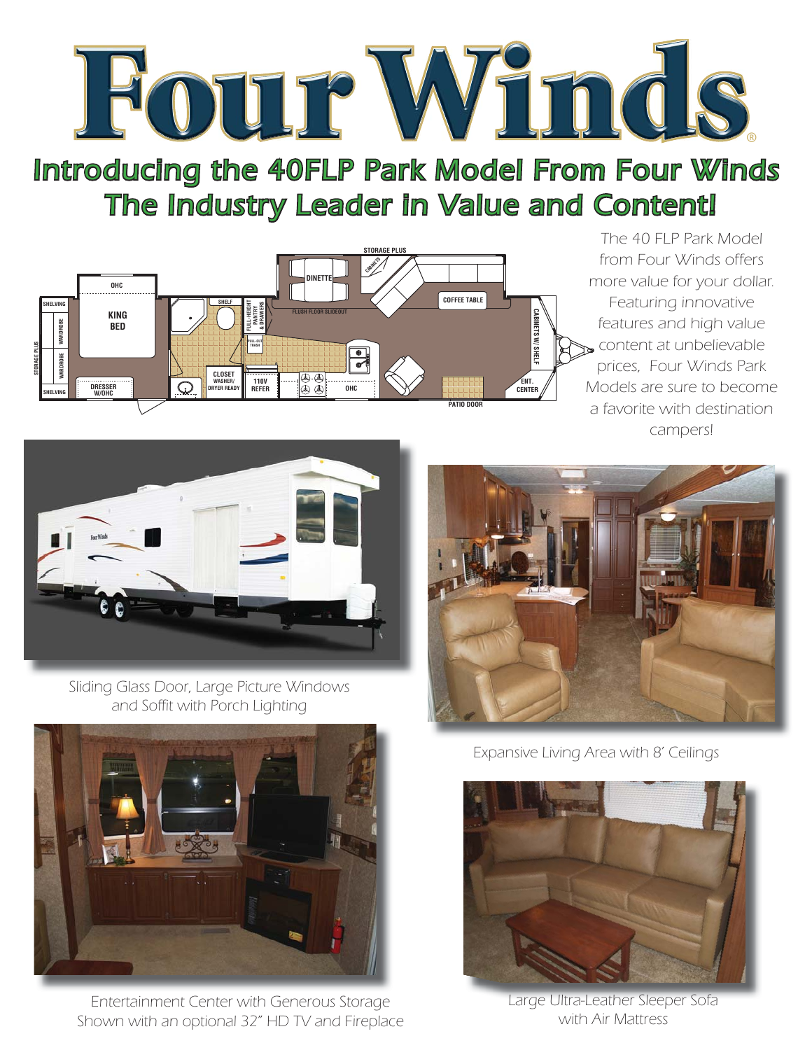# Four Winds®

## Introducing the 40FLP Park Model From Four Winds
## The Industry Leader in Value and Content!

The 40 FLP Park Model from Four Winds offers more value for your dollar. Featuring innovative features and high value content at unbelievable prices, Four Winds Park Models are sure to become a favorite with destination campers!

Sliding Glass Door, Large Picture Windows and Soffit with Porch Lighting

Expansive Living Area with 8' Ceilings

Entertainment Center with Generous Storage
Shown with an optional 32" HD TV and Fireplace

Large Ultra-Leather Sleeper Sofa with Air Mattress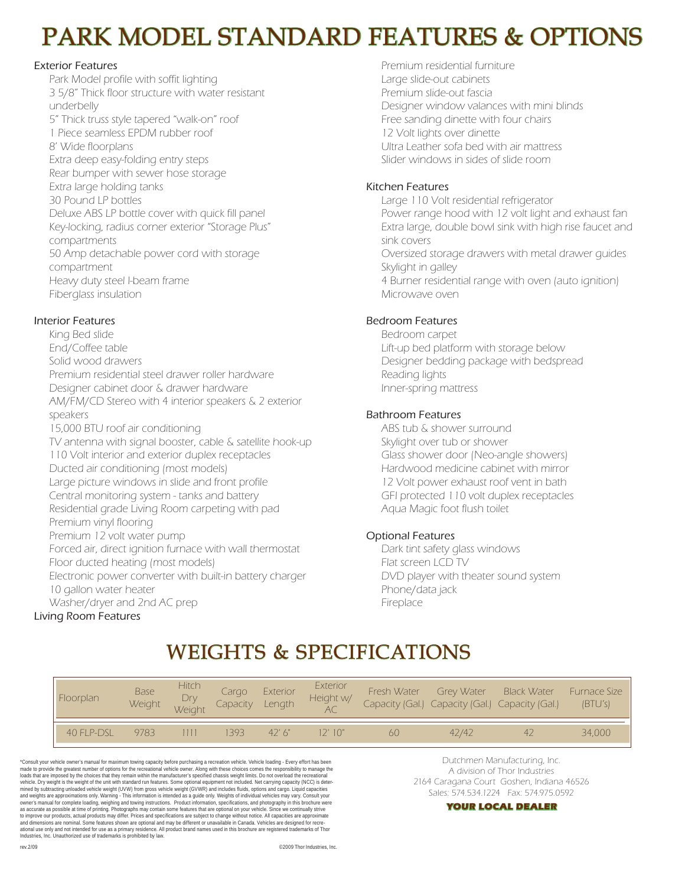# PARK MODEL STANDARD FEATURES & OPTIONS

### Exterior Features

Park Model profile with soffit lighting
3 5/8" Thick floor structure with water resistant underbelly
5" Thick truss style tapered "walk-on" roof
1 Piece seamless EPDM rubber roof
8' Wide floorplans
Extra deep easy-folding entry steps
Rear bumper with sewer hose storage
Extra large holding tanks
30 Pound LP bottles
Deluxe ABS LP bottle cover with quick fill panel
Key-locking, radius corner exterior "Storage Plus" compartments
50 Amp detachable power cord with storage compartment
Heavy duty steel I-beam frame
Fiberglass insulation

### Interior Features

King Bed slide
End/Coffee table
Solid wood drawers
Premium residential steel drawer roller hardware
Designer cabinet door & drawer hardware
AM/FM/CD Stereo with 4 interior speakers & 2 exterior speakers
15,000 BTU roof air conditioning
TV antenna with signal booster, cable & satellite hook-up
110 Volt interior and exterior duplex receptacles
Ducted air conditioning (most models)
Large picture windows in slide and front profile
Central monitoring system - tanks and battery
Residential grade Living Room carpeting with pad
Premium vinyl flooring
Premium 12 volt water pump
Forced air, direct ignition furnace with wall thermostat
Floor ducted heating (most models)
Electronic power converter with built-in battery charger
10 gallon water heater
Washer/dryer and 2nd AC prep

### Living Room Features

Premium residential furniture
Large slide-out cabinets
Premium slide-out fascia
Designer window valances with mini blinds
Free sanding dinette with four chairs
12 Volt lights over dinette
Ultra Leather sofa bed with air mattress
Slider windows in sides of slide room

### Kitchen Features

Large 110 Volt residential refrigerator
Power range hood with 12 volt light and exhaust fan
Extra large, double bowl sink with high rise faucet and sink covers
Oversized storage drawers with metal drawer guides
Skylight in galley
4 Burner residential range with oven (auto ignition)
Microwave oven

### Bedroom Features

Bedroom carpet
Lift-up bed platform with storage below
Designer bedding package with bedspread
Reading lights
Inner-spring mattress

### Bathroom Features

ABS tub & shower surround
Skylight over tub or shower
Glass shower door (Neo-angle showers)
Hardwood medicine cabinet with mirror
12 Volt power exhaust roof vent in bath
GFI protected 110 volt duplex receptacles
Aqua Magic foot flush toilet

### Optional Features

Dark tint safety glass windows
Flat screen LCD TV
DVD player with theater sound system
Phone/data jack
Fireplace

# WEIGHTS & SPECIFICATIONS

| Floorplan | Base Weight | Hitch Dry Weight | Cargo Capacity | Exterior Length | Exterior Height w/ AC | Fresh Water Capacity (Gal.) | Grey Water Capacity (Gal.) | Black Water Capacity (Gal.) | Furnace Size (BTU's) |
|---|---|---|---|---|---|---|---|---|---|
| 40 FLP-DSL | 9783 | 1111 | 1393 | 42' 6" | 12' 10" | 60 | 42/42 | 42 | 34,000 |

*Consult your vehicle owner's manual for maximum towing capacity before purchasing a recreation vehicle. Vehicle loading - Every effort has been made to provide the greatest number of options for the recreational vehicle owner. Along with these choices comes the responsibility to manage the loads that are imposed by the choices that they remain within the manufacturer's specified chassis weight limits. Do not overload the recreational vehicle. Dry weight is the weight of the unit with standard run features. Some optional equipment not included. Net carrying capacity (NCC) is determined by subtracting unloaded vehicle weight (UVW) from gross vehicle weight (GVWR) and includes fluids, options and cargo. Liquid capacities and weights are approximations only. Warning - This information is intended as a guide only. Weights of individual vehicles may vary. Consult your owner's manual for complete loading, weighing and towing instructions. Product information, specifications, and photography in this brochure were as accurate as possible at time of printing. Photographs may contain some features that are optional on your vehicle. Since we continually strive to improve our products, actual products may differ. Prices and specifications are subject to change without notice. All capacities are approximate and dimensions are nominal. Some features shown are optional and may be different or unavailable in Canada. Vehicles are designed for recreational use only and not intended for use as a primary residence. All product brand names used in this brochure are registered trademarks of Thor Industries, Inc. Unauthorized use of trademarks is prohibited by law.

rev.2/09

©2009 Thor Industries, Inc.

Dutchmen Manufacturing, Inc.
A division of Thor Industries
2164 Caragana Court Goshen, Indiana 46526
Sales: 574.534.1224 Fax: 574.975.0592

**YOUR LOCAL DEALER**